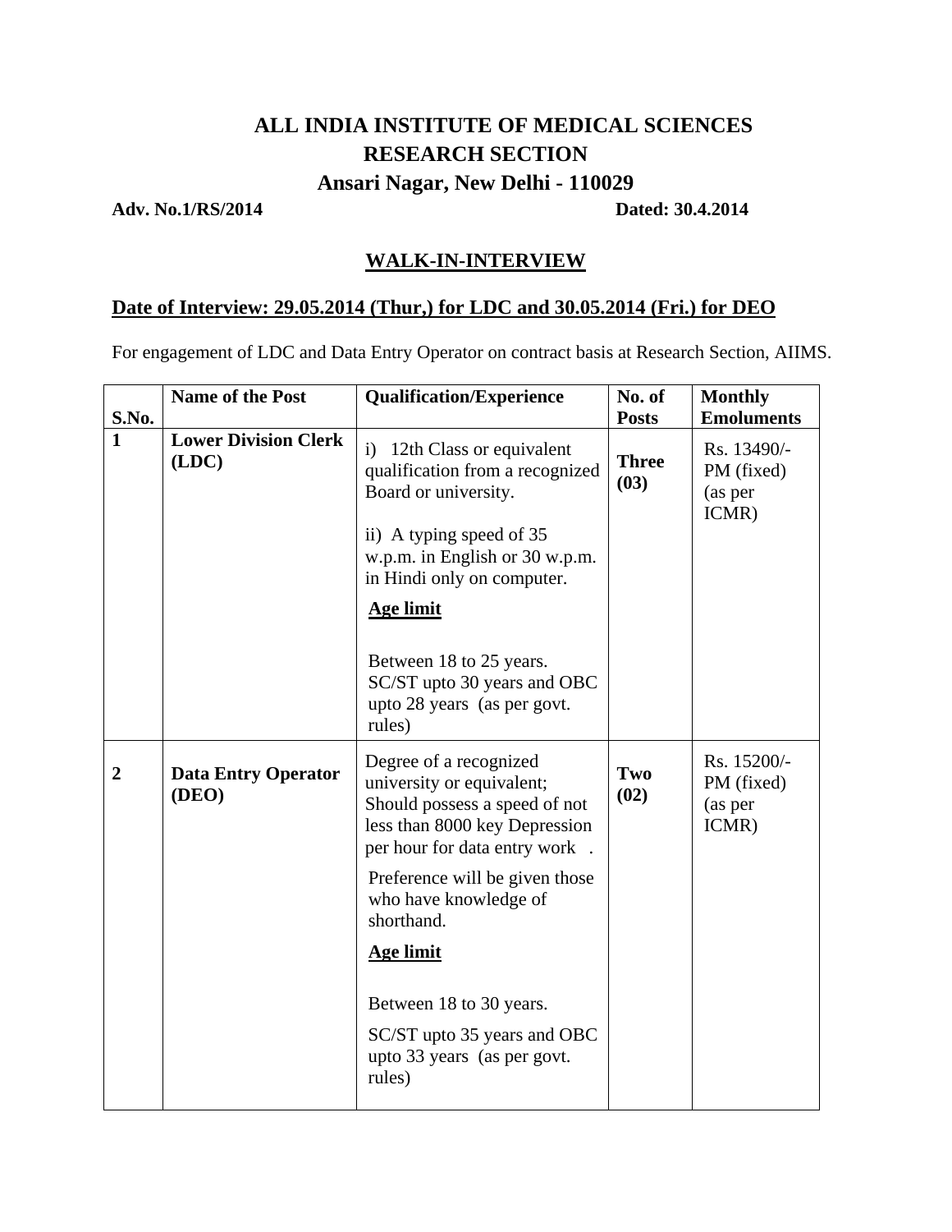# ALL INDIA INSTITUTE OF MEDICAL SCIENCES
## RESEARCH SECTION
## Ansari Nagar, New Delhi - 110029

**Adv. No.1/RS/2014** **Dated: 30.4.2014**

## WALK-IN-INTERVIEW

**Date of Interview: 29.05.2014 (Thur,) for LDC and 30.05.2014 (Fri.) for DEO**

For engagement of LDC and Data Entry Operator on contract basis at Research Section, AIIMS.

| S.No. | Name of the Post | Qualification/Experience | No. of Posts | Monthly Emoluments |
|---|---|---|---|---|
| **1** | **Lower Division Clerk (LDC)** | i) 12th Class or equivalent qualification from a recognized Board or university.<br><br>ii) A typing speed of 35 w.p.m. in English or 30 w.p.m. in Hindi only on computer.<br><br>**Age limit**<br><br>Between 18 to 25 years. SC/ST upto 30 years and OBC upto 28 years (as per govt. rules) | **Three (03)** | Rs. 13490/- PM (fixed) (as per ICMR) |
| **2** | **Data Entry Operator (DEO)** | Degree of a recognized university or equivalent; Should possess a speed of not less than 8000 key Depression per hour for data entry work .<br><br>Preference will be given those who have knowledge of shorthand.<br><br>**Age limit**<br><br>Between 18 to 30 years.<br><br>SC/ST upto 35 years and OBC upto 33 years (as per govt. rules) | **Two (02)** | Rs. 15200/- PM (fixed) (as per ICMR) |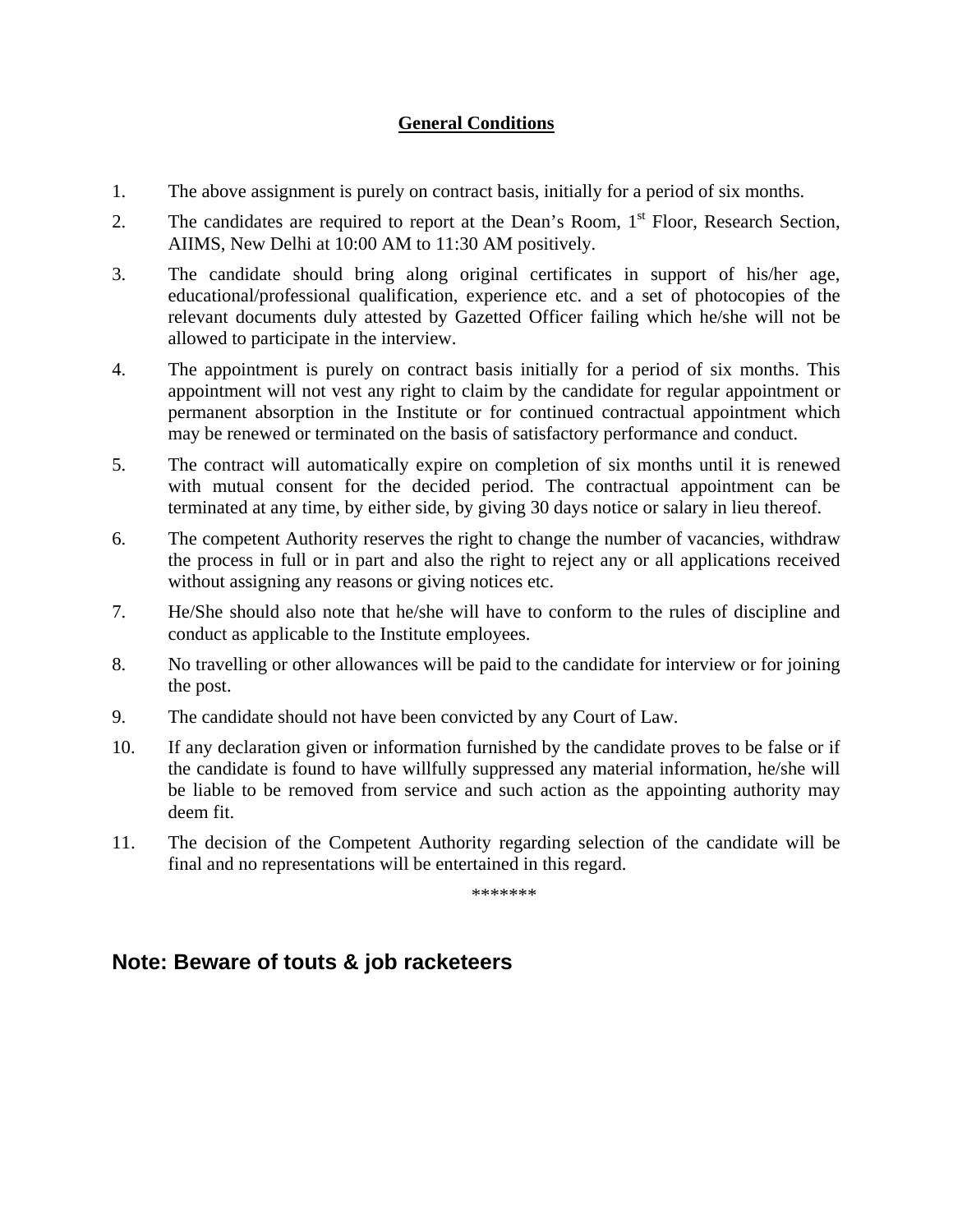## General Conditions

1. The above assignment is purely on contract basis, initially for a period of six months.
2. The candidates are required to report at the Dean's Room, 1st Floor, Research Section, AIIMS, New Delhi at 10:00 AM to 11:30 AM positively.
3. The candidate should bring along original certificates in support of his/her age, educational/professional qualification, experience etc. and a set of photocopies of the relevant documents duly attested by Gazetted Officer failing which he/she will not be allowed to participate in the interview.
4. The appointment is purely on contract basis initially for a period of six months. This appointment will not vest any right to claim by the candidate for regular appointment or permanent absorption in the Institute or for continued contractual appointment which may be renewed or terminated on the basis of satisfactory performance and conduct.
5. The contract will automatically expire on completion of six months until it is renewed with mutual consent for the decided period. The contractual appointment can be terminated at any time, by either side, by giving 30 days notice or salary in lieu thereof.
6. The competent Authority reserves the right to change the number of vacancies, withdraw the process in full or in part and also the right to reject any or all applications received without assigning any reasons or giving notices etc.
7. He/She should also note that he/she will have to conform to the rules of discipline and conduct as applicable to the Institute employees.
8. No travelling or other allowances will be paid to the candidate for interview or for joining the post.
9. The candidate should not have been convicted by any Court of Law.
10. If any declaration given or information furnished by the candidate proves to be false or if the candidate is found to have willfully suppressed any material information, he/she will be liable to be removed from service and such action as the appointing authority may deem fit.
11. The decision of the Competent Authority regarding selection of the candidate will be final and no representations will be entertained in this regard.

*******

**Note: Beware of touts & job racketeers**